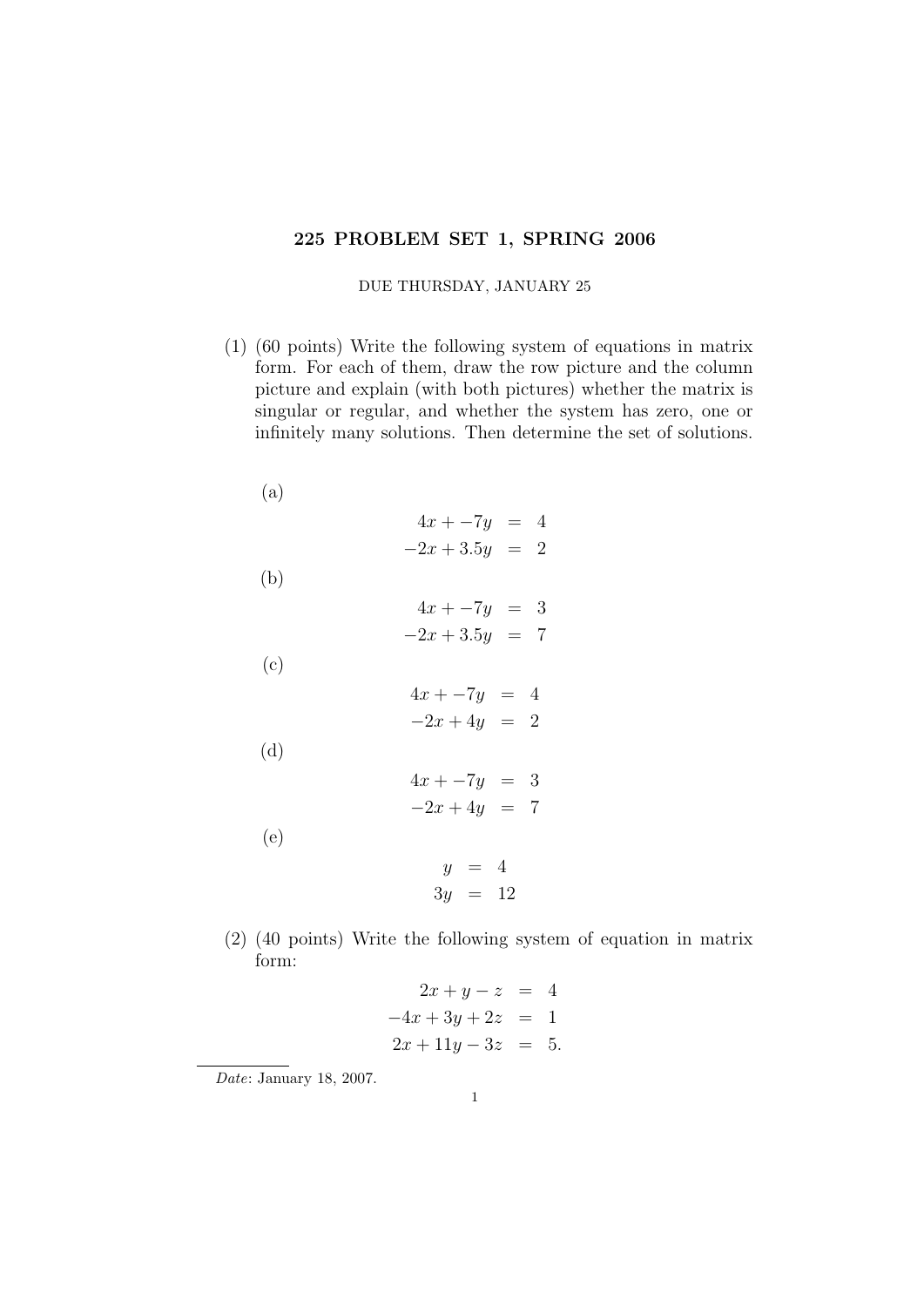# 225 PROBLEM SET 1, SPRING 2006

DUE THURSDAY, JANUARY 25

(1) (60 points) Write the following system of equations in matrix form. For each of them, draw the row picture and the column picture and explain (with both pictures) whether the matrix is singular or regular, and whether the system has zero, one or infinitely many solutions. Then determine the set of solutions.

(a)
$$\begin{aligned} 4x + -7y &= 4 \\ -2x + 3.5y &= 2 \end{aligned}$$

(b)
$$\begin{aligned} 4x + -7y &= 3 \\ -2x + 3.5y &= 7 \end{aligned}$$

(c)
$$\begin{aligned} 4x + -7y &= 4 \\ -2x + 4y &= 2 \end{aligned}$$

(d)
$$\begin{aligned} 4x + -7y &= 3 \\ -2x + 4y &= 7 \end{aligned}$$

(e)
$$\begin{aligned} y &= 4 \\ 3y &= 12 \end{aligned}$$

(2) (40 points) Write the following system of equation in matrix form:

$$\begin{aligned} 2x + y - z &= 4 \\ -4x + 3y + 2z &= 1 \\ 2x + 11y - 3z &= 5. \end{aligned}$$

*Date*: January 18, 2007.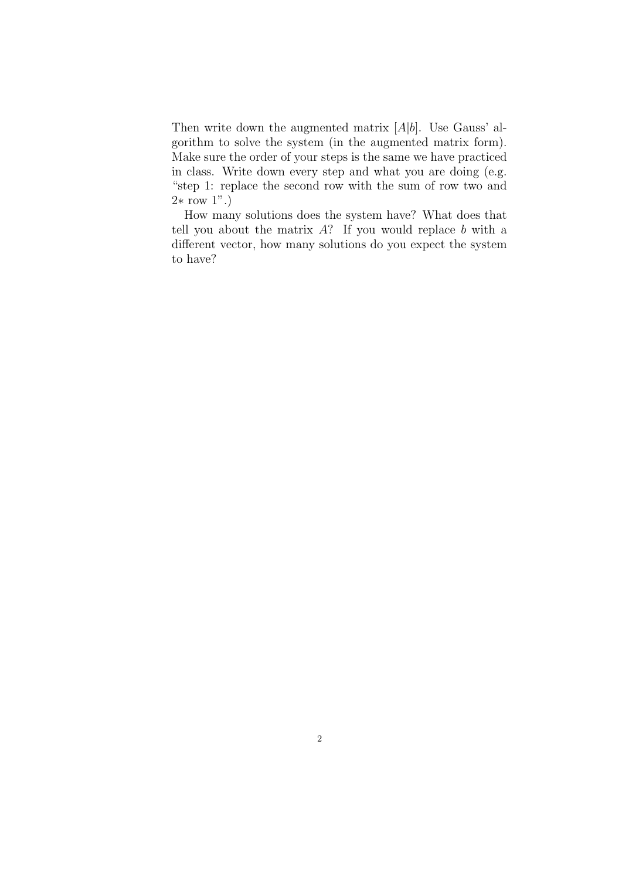Then write down the augmented matrix $[A|b]$. Use Gauss' algorithm to solve the system (in the augmented matrix form). Make sure the order of your steps is the same we have practiced in class. Write down every step and what you are doing (e.g. "step 1: replace the second row with the sum of row two and $2*$ row 1".)

How many solutions does the system have? What does that tell you about the matrix $A$? If you would replace $b$ with a different vector, how many solutions do you expect the system to have?